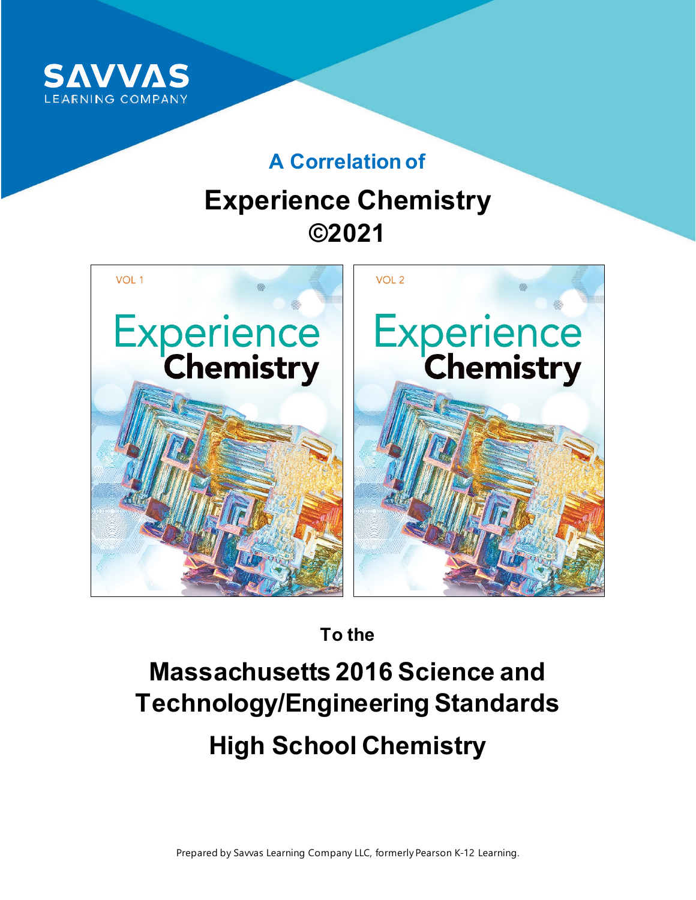SAVVAS
LEARNING COMPANY

## A Correlation of

# Experience Chemistry
# ©2021

To the

# Massachusetts 2016 Science and Technology/Engineering Standards

# High School Chemistry

Prepared by Savvas Learning Company LLC, formerly Pearson K-12 Learning.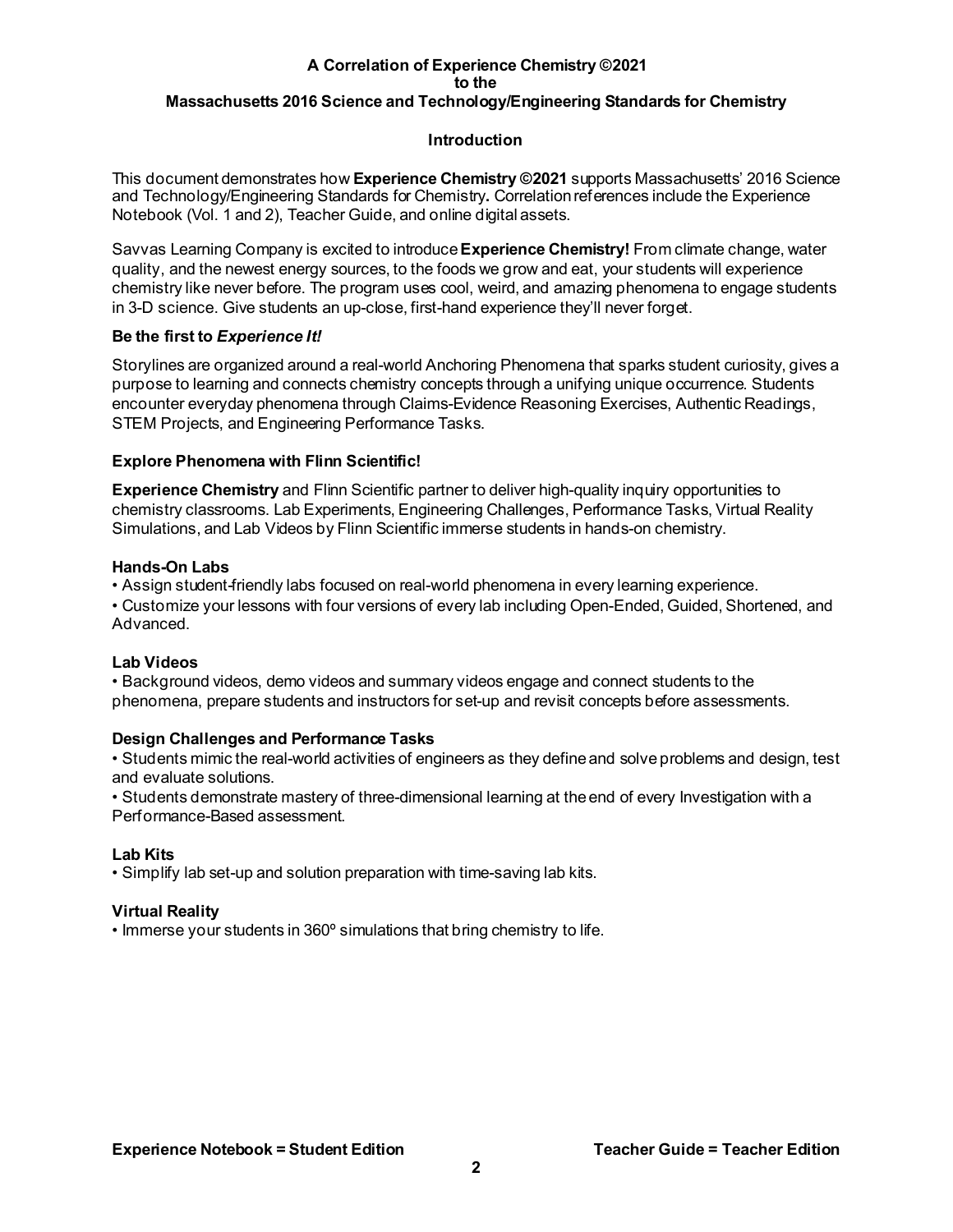**A Correlation of Experience Chemistry ©2021**
**to the**
**Massachusetts 2016 Science and Technology/Engineering Standards for Chemistry**

## Introduction

This document demonstrates how **Experience Chemistry ©2021** supports Massachusetts' 2016 Science and Technology/Engineering Standards for Chemistry**.** Correlation references include the Experience Notebook (Vol. 1 and 2), Teacher Guide, and online digital assets.

Savvas Learning Company is excited to introduce **Experience Chemistry!** From climate change, water quality, and the newest energy sources, to the foods we grow and eat, your students will experience chemistry like never before. The program uses cool, weird, and amazing phenomena to engage students in 3-D science. Give students an up-close, first-hand experience they'll never forget.

### Be the first to *Experience It!*

Storylines are organized around a real-world Anchoring Phenomena that sparks student curiosity, gives a purpose to learning and connects chemistry concepts through a unifying unique occurrence. Students encounter everyday phenomena through Claims-Evidence Reasoning Exercises, Authentic Readings, STEM Projects, and Engineering Performance Tasks.

### Explore Phenomena with Flinn Scientific!

**Experience Chemistry** and Flinn Scientific partner to deliver high-quality inquiry opportunities to chemistry classrooms. Lab Experiments, Engineering Challenges, Performance Tasks, Virtual Reality Simulations, and Lab Videos by Flinn Scientific immerse students in hands-on chemistry.

### Hands-On Labs

- Assign student-friendly labs focused on real-world phenomena in every learning experience.
- Customize your lessons with four versions of every lab including Open-Ended, Guided, Shortened, and Advanced.

### Lab Videos

- Background videos, demo videos and summary videos engage and connect students to the phenomena, prepare students and instructors for set-up and revisit concepts before assessments.

### Design Challenges and Performance Tasks

- Students mimic the real-world activities of engineers as they define and solve problems and design, test and evaluate solutions.
- Students demonstrate mastery of three-dimensional learning at the end of every Investigation with a Performance-Based assessment.

### Lab Kits

- Simplify lab set-up and solution preparation with time-saving lab kits.

### Virtual Reality

- Immerse your students in 360º simulations that bring chemistry to life.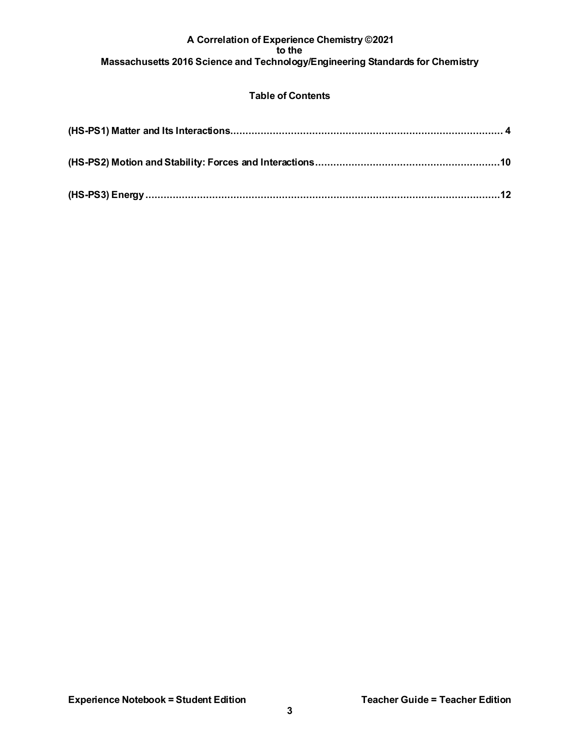**A Correlation of Experience Chemistry ©2021**
**to the**
**Massachusetts 2016 Science and Technology/Engineering Standards for Chemistry**

## Table of Contents

**(HS-PS1) Matter and Its Interactions.......................................................................................... 4**

**(HS-PS2) Motion and Stability: Forces and Interactions............................................................10**

**(HS-PS3) Energy...........................................................................................................................12**

**Experience Notebook = Student Edition** | **Teacher Guide = Teacher Edition**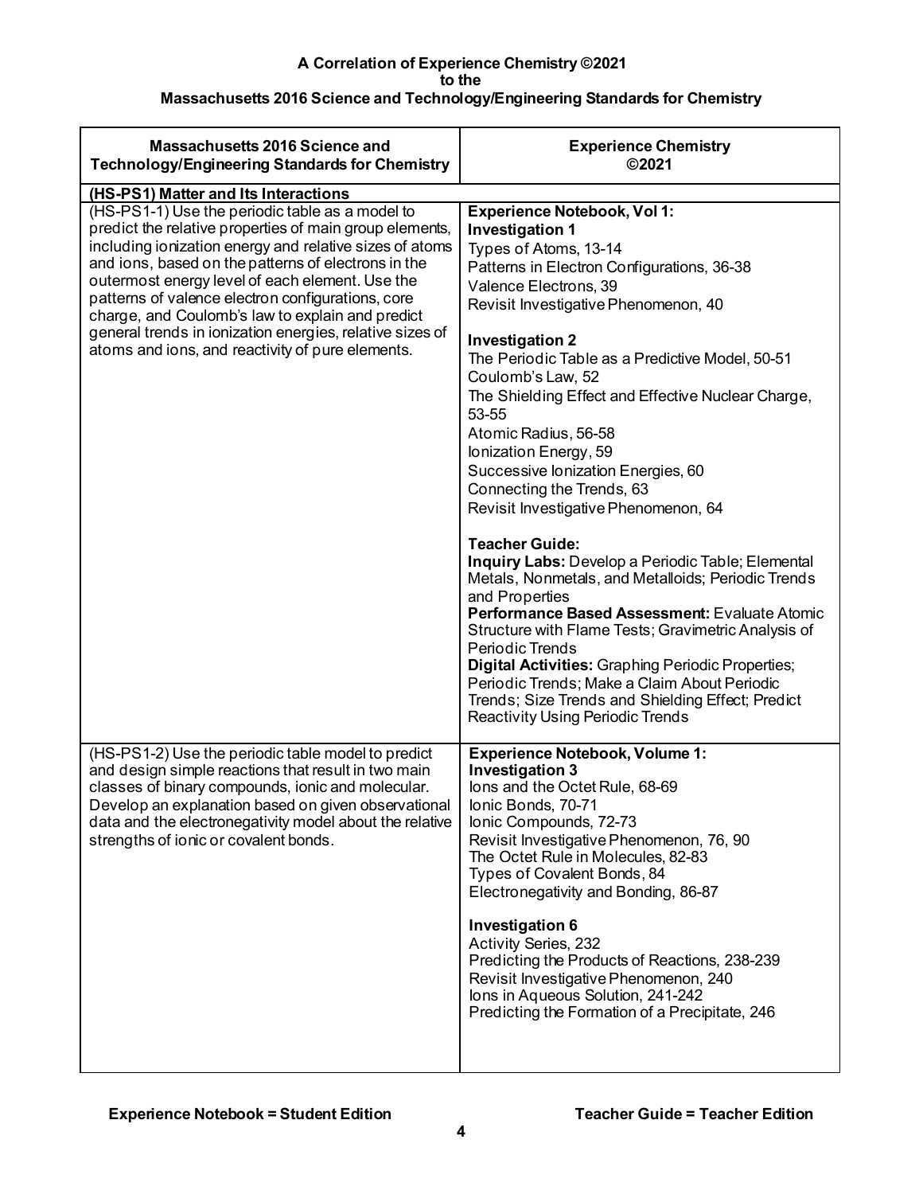**A Correlation of Experience Chemistry ©2021**
**to the**
**Massachusetts 2016 Science and Technology/Engineering Standards for Chemistry**

| Massachusetts 2016 Science and Technology/Engineering Standards for Chemistry | Experience Chemistry ©2021 |
|---|---|
| **(HS-PS1) Matter and Its Interactions** | |
| (HS-PS1-1) Use the periodic table as a model to predict the relative properties of main group elements, including ionization energy and relative sizes of atoms and ions, based on the patterns of electrons in the outermost energy level of each element. Use the patterns of valence electron configurations, core charge, and Coulomb's law to explain and predict general trends in ionization energies, relative sizes of atoms and ions, and reactivity of pure elements. | **Experience Notebook, Vol 1:**<br>**Investigation 1**<br>Types of Atoms, 13-14<br>Patterns in Electron Configurations, 36-38<br>Valence Electrons, 39<br>Revisit Investigative Phenomenon, 40<br><br>**Investigation 2**<br>The Periodic Table as a Predictive Model, 50-51<br>Coulomb's Law, 52<br>The Shielding Effect and Effective Nuclear Charge, 53-55<br>Atomic Radius, 56-58<br>Ionization Energy, 59<br>Successive Ionization Energies, 60<br>Connecting the Trends, 63<br>Revisit Investigative Phenomenon, 64<br><br>**Teacher Guide:**<br>**Inquiry Labs:** Develop a Periodic Table; Elemental Metals, Nonmetals, and Metalloids; Periodic Trends and Properties<br>**Performance Based Assessment:** Evaluate Atomic Structure with Flame Tests; Gravimetric Analysis of Periodic Trends<br>**Digital Activities:** Graphing Periodic Properties; Periodic Trends; Make a Claim About Periodic Trends; Size Trends and Shielding Effect; Predict Reactivity Using Periodic Trends |
| (HS-PS1-2) Use the periodic table model to predict and design simple reactions that result in two main classes of binary compounds, ionic and molecular. Develop an explanation based on given observational data and the electronegativity model about the relative strengths of ionic or covalent bonds. | **Experience Notebook, Volume 1:**<br>**Investigation 3**<br>Ions and the Octet Rule, 68-69<br>Ionic Bonds, 70-71<br>Ionic Compounds, 72-73<br>Revisit Investigative Phenomenon, 76, 90<br>The Octet Rule in Molecules, 82-83<br>Types of Covalent Bonds, 84<br>Electronegativity and Bonding, 86-87<br><br>**Investigation 6**<br>Activity Series, 232<br>Predicting the Products of Reactions, 238-239<br>Revisit Investigative Phenomenon, 240<br>Ions in Aqueous Solution, 241-242<br>Predicting the Formation of a Precipitate, 246 |

**Experience Notebook = Student Edition** **Teacher Guide = Teacher Edition**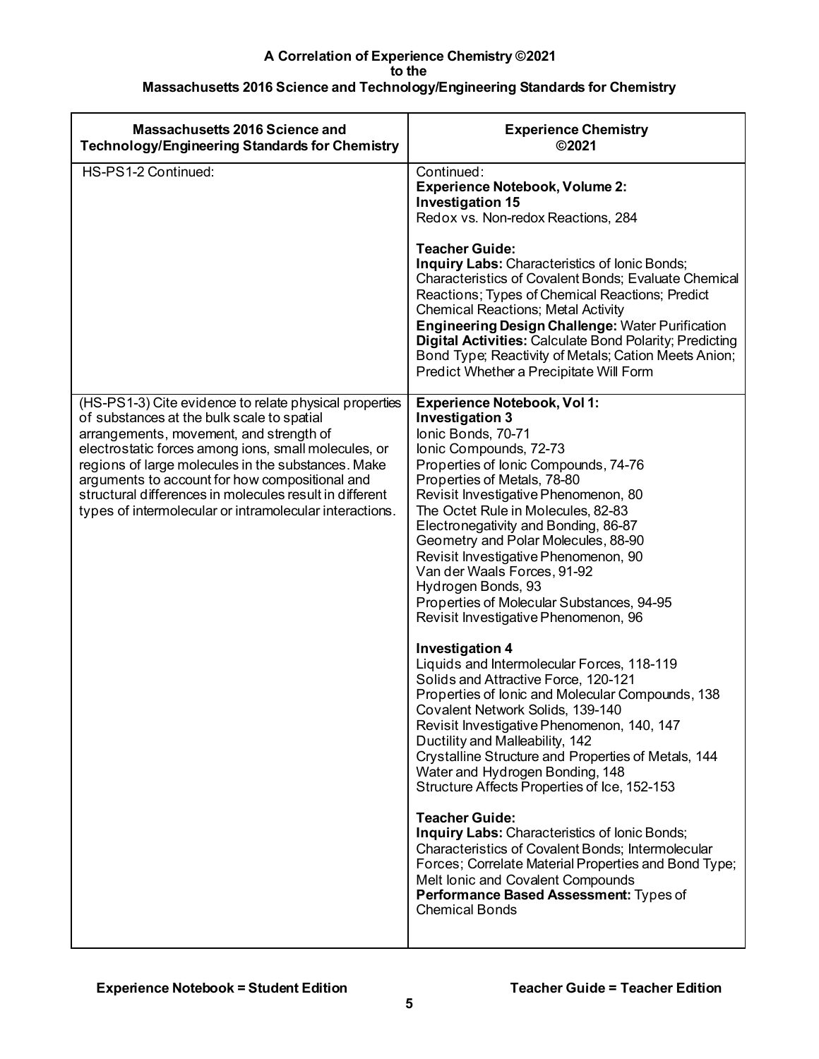**A Correlation of Experience Chemistry ©2021**
**to the**
**Massachusetts 2016 Science and Technology/Engineering Standards for Chemistry**

| Massachusetts 2016 Science and Technology/Engineering Standards for Chemistry | Experience Chemistry ©2021 |
|---|---|
| HS-PS1-2 Continued: | Continued:<br>**Experience Notebook, Volume 2:**<br>**Investigation 15**<br>Redox vs. Non-redox Reactions, 284<br><br>**Teacher Guide:**<br>**Inquiry Labs:** Characteristics of Ionic Bonds; Characteristics of Covalent Bonds; Evaluate Chemical Reactions; Types of Chemical Reactions; Predict Chemical Reactions; Metal Activity<br>**Engineering Design Challenge:** Water Purification<br>**Digital Activities:** Calculate Bond Polarity; Predicting Bond Type; Reactivity of Metals; Cation Meets Anion; Predict Whether a Precipitate Will Form |
| (HS-PS1-3) Cite evidence to relate physical properties of substances at the bulk scale to spatial arrangements, movement, and strength of electrostatic forces among ions, small molecules, or regions of large molecules in the substances. Make arguments to account for how compositional and structural differences in molecules result in different types of intermolecular or intramolecular interactions. | **Experience Notebook, Vol 1:**<br>**Investigation 3**<br>Ionic Bonds, 70-71<br>Ionic Compounds, 72-73<br>Properties of Ionic Compounds, 74-76<br>Properties of Metals, 78-80<br>Revisit Investigative Phenomenon, 80<br>The Octet Rule in Molecules, 82-83<br>Electronegativity and Bonding, 86-87<br>Geometry and Polar Molecules, 88-90<br>Revisit Investigative Phenomenon, 90<br>Van der Waals Forces, 91-92<br>Hydrogen Bonds, 93<br>Properties of Molecular Substances, 94-95<br>Revisit Investigative Phenomenon, 96<br><br>**Investigation 4**<br>Liquids and Intermolecular Forces, 118-119<br>Solids and Attractive Force, 120-121<br>Properties of Ionic and Molecular Compounds, 138<br>Covalent Network Solids, 139-140<br>Revisit Investigative Phenomenon, 140, 147<br>Ductility and Malleability, 142<br>Crystalline Structure and Properties of Metals, 144<br>Water and Hydrogen Bonding, 148<br>Structure Affects Properties of Ice, 152-153<br><br>**Teacher Guide:**<br>**Inquiry Labs:** Characteristics of Ionic Bonds; Characteristics of Covalent Bonds; Intermolecular Forces; Correlate Material Properties and Bond Type; Melt Ionic and Covalent Compounds<br>**Performance Based Assessment:** Types of Chemical Bonds |

**Experience Notebook = Student Edition** **Teacher Guide = Teacher Edition**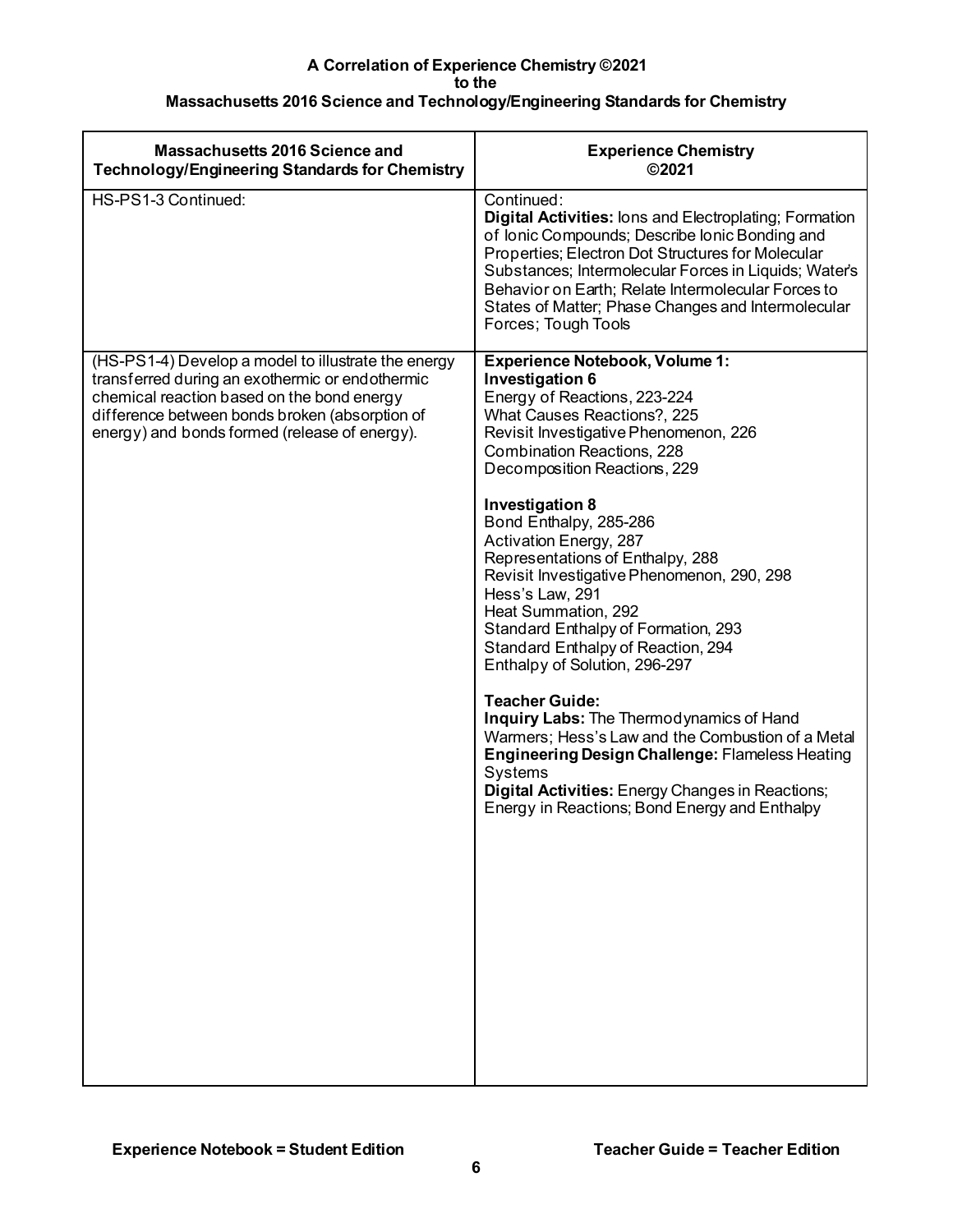**A Correlation of Experience Chemistry ©2021**
**to the**
**Massachusetts 2016 Science and Technology/Engineering Standards for Chemistry**

| Massachusetts 2016 Science and Technology/Engineering Standards for Chemistry | Experience Chemistry ©2021 |
|---|---|
| HS-PS1-3 Continued: | Continued:<br>**Digital Activities:** Ions and Electroplating; Formation of Ionic Compounds; Describe Ionic Bonding and Properties; Electron Dot Structures for Molecular Substances; Intermolecular Forces in Liquids; Water's Behavior on Earth; Relate Intermolecular Forces to States of Matter; Phase Changes and Intermolecular Forces; Tough Tools |
| (HS-PS1-4) Develop a model to illustrate the energy transferred during an exothermic or endothermic chemical reaction based on the bond energy difference between bonds broken (absorption of energy) and bonds formed (release of energy). | **Experience Notebook, Volume 1:**<br>**Investigation 6**<br>Energy of Reactions, 223-224<br>What Causes Reactions?, 225<br>Revisit Investigative Phenomenon, 226<br>Combination Reactions, 228<br>Decomposition Reactions, 229<br><br>**Investigation 8**<br>Bond Enthalpy, 285-286<br>Activation Energy, 287<br>Representations of Enthalpy, 288<br>Revisit Investigative Phenomenon, 290, 298<br>Hess's Law, 291<br>Heat Summation, 292<br>Standard Enthalpy of Formation, 293<br>Standard Enthalpy of Reaction, 294<br>Enthalpy of Solution, 296-297<br><br>**Teacher Guide:**<br>**Inquiry Labs:** The Thermodynamics of Hand Warmers; Hess's Law and the Combustion of a Metal<br>**Engineering Design Challenge:** Flameless Heating Systems<br>**Digital Activities:** Energy Changes in Reactions; Energy in Reactions; Bond Energy and Enthalpy |

**Experience Notebook = Student Edition** **Teacher Guide = Teacher Edition**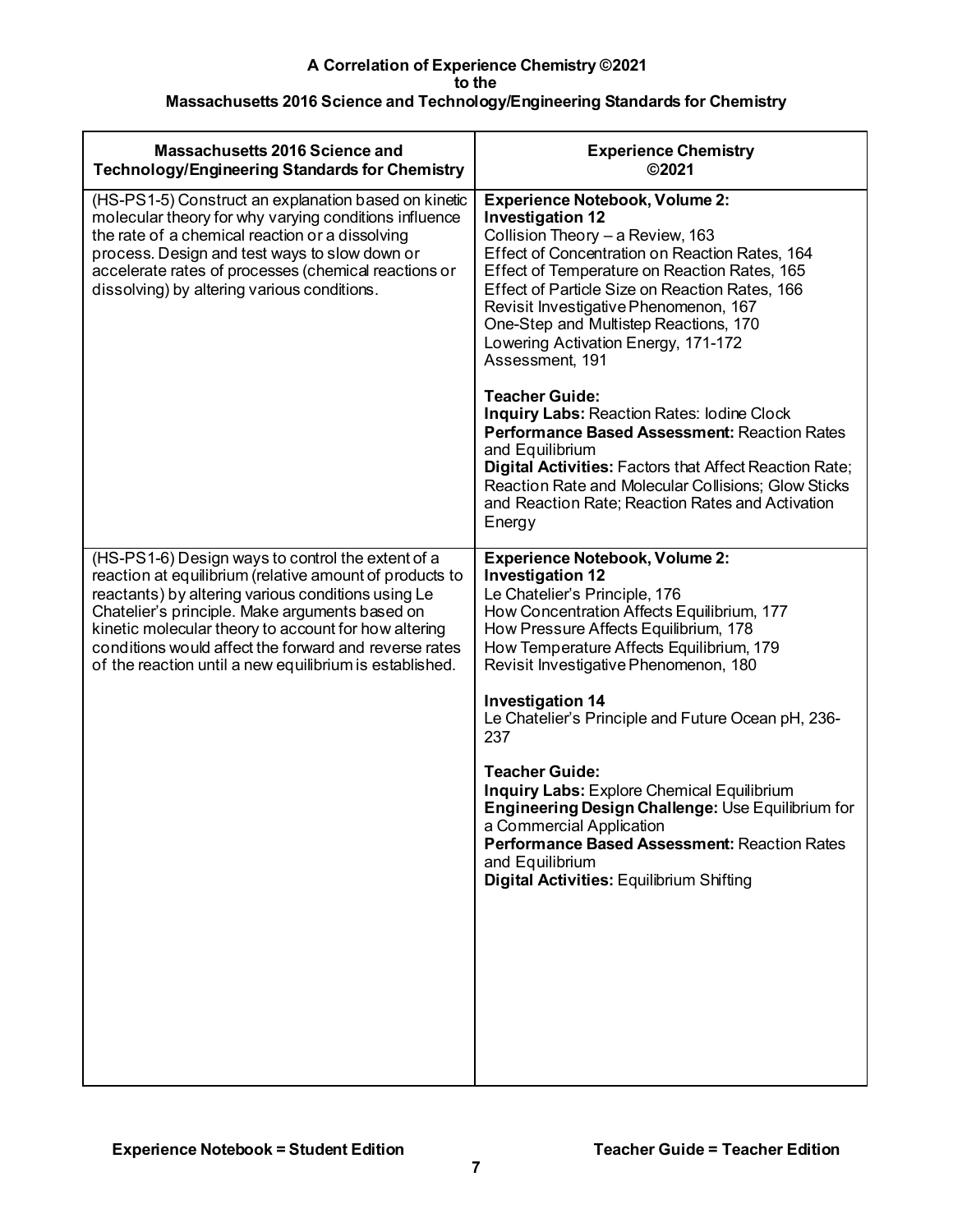**A Correlation of Experience Chemistry ©2021**
**to the**
**Massachusetts 2016 Science and Technology/Engineering Standards for Chemistry**

| Massachusetts 2016 Science and Technology/Engineering Standards for Chemistry | Experience Chemistry ©2021 |
|---|---|
| (HS-PS1-5) Construct an explanation based on kinetic molecular theory for why varying conditions influence the rate of a chemical reaction or a dissolving process. Design and test ways to slow down or accelerate rates of processes (chemical reactions or dissolving) by altering various conditions. | **Experience Notebook, Volume 2:**<br>**Investigation 12**<br>Collision Theory – a Review, 163<br>Effect of Concentration on Reaction Rates, 164<br>Effect of Temperature on Reaction Rates, 165<br>Effect of Particle Size on Reaction Rates, 166<br>Revisit Investigative Phenomenon, 167<br>One-Step and Multistep Reactions, 170<br>Lowering Activation Energy, 171-172<br>Assessment, 191<br><br>**Teacher Guide:**<br>**Inquiry Labs:** Reaction Rates: Iodine Clock<br>**Performance Based Assessment:** Reaction Rates and Equilibrium<br>**Digital Activities:** Factors that Affect Reaction Rate; Reaction Rate and Molecular Collisions; Glow Sticks and Reaction Rate; Reaction Rates and Activation Energy |
| (HS-PS1-6) Design ways to control the extent of a reaction at equilibrium (relative amount of products to reactants) by altering various conditions using Le Chatelier's principle. Make arguments based on kinetic molecular theory to account for how altering conditions would affect the forward and reverse rates of the reaction until a new equilibrium is established. | **Experience Notebook, Volume 2:**<br>**Investigation 12**<br>Le Chatelier's Principle, 176<br>How Concentration Affects Equilibrium, 177<br>How Pressure Affects Equilibrium, 178<br>How Temperature Affects Equilibrium, 179<br>Revisit Investigative Phenomenon, 180<br><br>**Investigation 14**<br>Le Chatelier's Principle and Future Ocean pH, 236-237<br><br>**Teacher Guide:**<br>**Inquiry Labs:** Explore Chemical Equilibrium<br>**Engineering Design Challenge:** Use Equilibrium for a Commercial Application<br>**Performance Based Assessment:** Reaction Rates and Equilibrium<br>**Digital Activities:** Equilibrium Shifting |

**Experience Notebook = Student Edition** **Teacher Guide = Teacher Edition**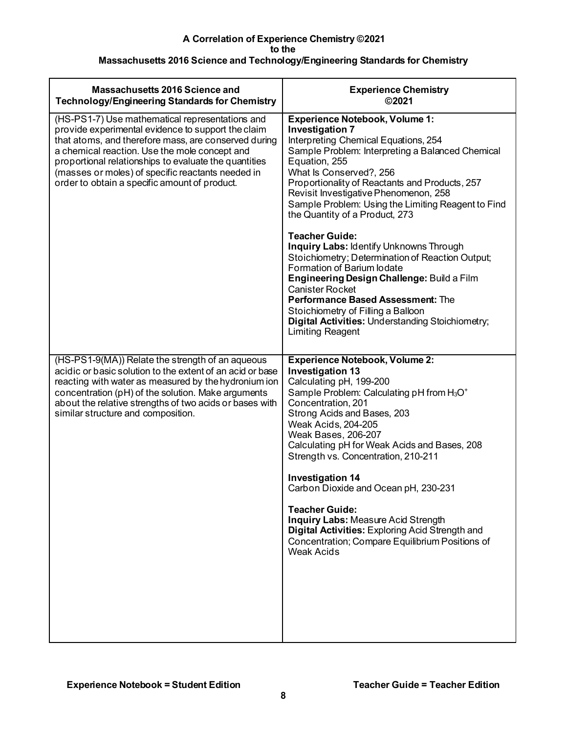**A Correlation of Experience Chemistry ©2021**
**to the**
**Massachusetts 2016 Science and Technology/Engineering Standards for Chemistry**

| Massachusetts 2016 Science and Technology/Engineering Standards for Chemistry | Experience Chemistry ©2021 |
|---|---|
| (HS-PS1-7) Use mathematical representations and provide experimental evidence to support the claim that atoms, and therefore mass, are conserved during a chemical reaction. Use the mole concept and proportional relationships to evaluate the quantities (masses or moles) of specific reactants needed in order to obtain a specific amount of product. | **Experience Notebook, Volume 1:**<br>**Investigation 7**<br>Interpreting Chemical Equations, 254<br>Sample Problem: Interpreting a Balanced Chemical Equation, 255<br>What Is Conserved?, 256<br>Proportionality of Reactants and Products, 257<br>Revisit Investigative Phenomenon, 258<br>Sample Problem: Using the Limiting Reagent to Find the Quantity of a Product, 273<br><br>**Teacher Guide:**<br>**Inquiry Labs:** Identify Unknowns Through Stoichiometry; Determination of Reaction Output; Formation of Barium Iodate<br>**Engineering Design Challenge:** Build a Film Canister Rocket<br>**Performance Based Assessment:** The Stoichiometry of Filling a Balloon<br>**Digital Activities:** Understanding Stoichiometry; Limiting Reagent |
| (HS-PS1-9(MA)) Relate the strength of an aqueous acidic or basic solution to the extent of an acid or base reacting with water as measured by the hydronium ion concentration (pH) of the solution. Make arguments about the relative strengths of two acids or bases with similar structure and composition. | **Experience Notebook, Volume 2:**<br>**Investigation 13**<br>Calculating pH, 199-200<br>Sample Problem: Calculating pH from $H_3O^+$ Concentration, 201<br>Strong Acids and Bases, 203<br>Weak Acids, 204-205<br>Weak Bases, 206-207<br>Calculating pH for Weak Acids and Bases, 208<br>Strength vs. Concentration, 210-211<br><br>**Investigation 14**<br>Carbon Dioxide and Ocean pH, 230-231<br><br>**Teacher Guide:**<br>**Inquiry Labs:** Measure Acid Strength<br>**Digital Activities:** Exploring Acid Strength and Concentration; Compare Equilibrium Positions of Weak Acids |

**Experience Notebook = Student Edition** **Teacher Guide = Teacher Edition**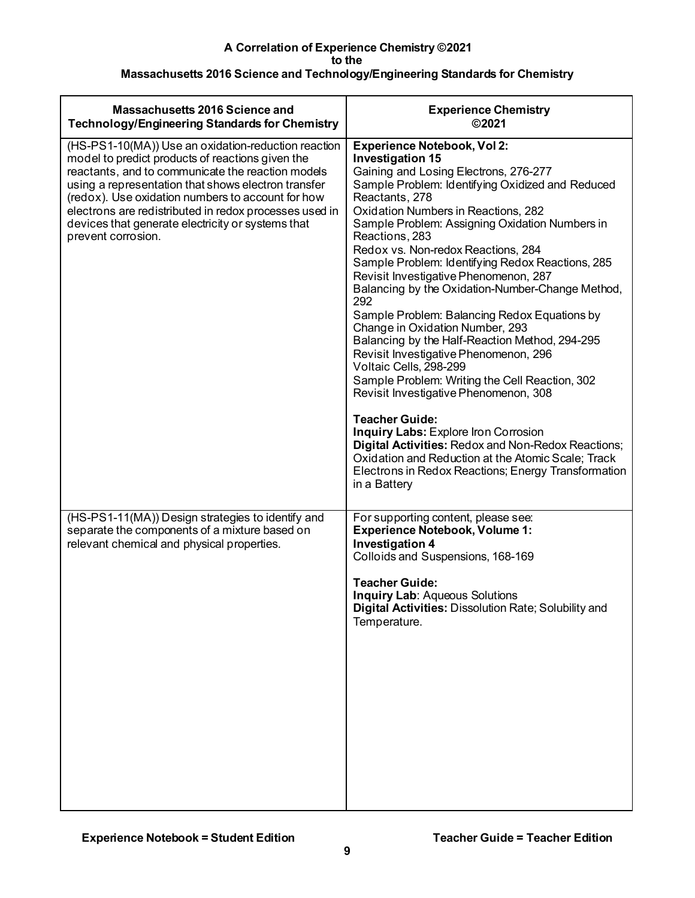**A Correlation of Experience Chemistry ©2021**
**to the**
**Massachusetts 2016 Science and Technology/Engineering Standards for Chemistry**

| Massachusetts 2016 Science and Technology/Engineering Standards for Chemistry | Experience Chemistry ©2021 |
|---|---|
| (HS-PS1-10(MA)) Use an oxidation-reduction reaction model to predict products of reactions given the reactants, and to communicate the reaction models using a representation that shows electron transfer (redox). Use oxidation numbers to account for how electrons are redistributed in redox processes used in devices that generate electricity or systems that prevent corrosion. | **Experience Notebook, Vol 2:**<br>**Investigation 15**<br>Gaining and Losing Electrons, 276-277<br>Sample Problem: Identifying Oxidized and Reduced Reactants, 278<br>Oxidation Numbers in Reactions, 282<br>Sample Problem: Assigning Oxidation Numbers in Reactions, 283<br>Redox vs. Non-redox Reactions, 284<br>Sample Problem: Identifying Redox Reactions, 285<br>Revisit Investigative Phenomenon, 287<br>Balancing by the Oxidation-Number-Change Method, 292<br>Sample Problem: Balancing Redox Equations by Change in Oxidation Number, 293<br>Balancing by the Half-Reaction Method, 294-295<br>Revisit Investigative Phenomenon, 296<br>Voltaic Cells, 298-299<br>Sample Problem: Writing the Cell Reaction, 302<br>Revisit Investigative Phenomenon, 308<br><br>**Teacher Guide:**<br>**Inquiry Labs:** Explore Iron Corrosion<br>**Digital Activities:** Redox and Non-Redox Reactions; Oxidation and Reduction at the Atomic Scale; Track Electrons in Redox Reactions; Energy Transformation in a Battery |
| (HS-PS1-11(MA)) Design strategies to identify and separate the components of a mixture based on relevant chemical and physical properties. | For supporting content, please see:<br>**Experience Notebook, Volume 1:**<br>**Investigation 4**<br>Colloids and Suspensions, 168-169<br><br>**Teacher Guide:**<br>**Inquiry Lab**: Aqueous Solutions<br>**Digital Activities:** Dissolution Rate; Solubility and Temperature. |

**Experience Notebook = Student Edition** **Teacher Guide = Teacher Edition**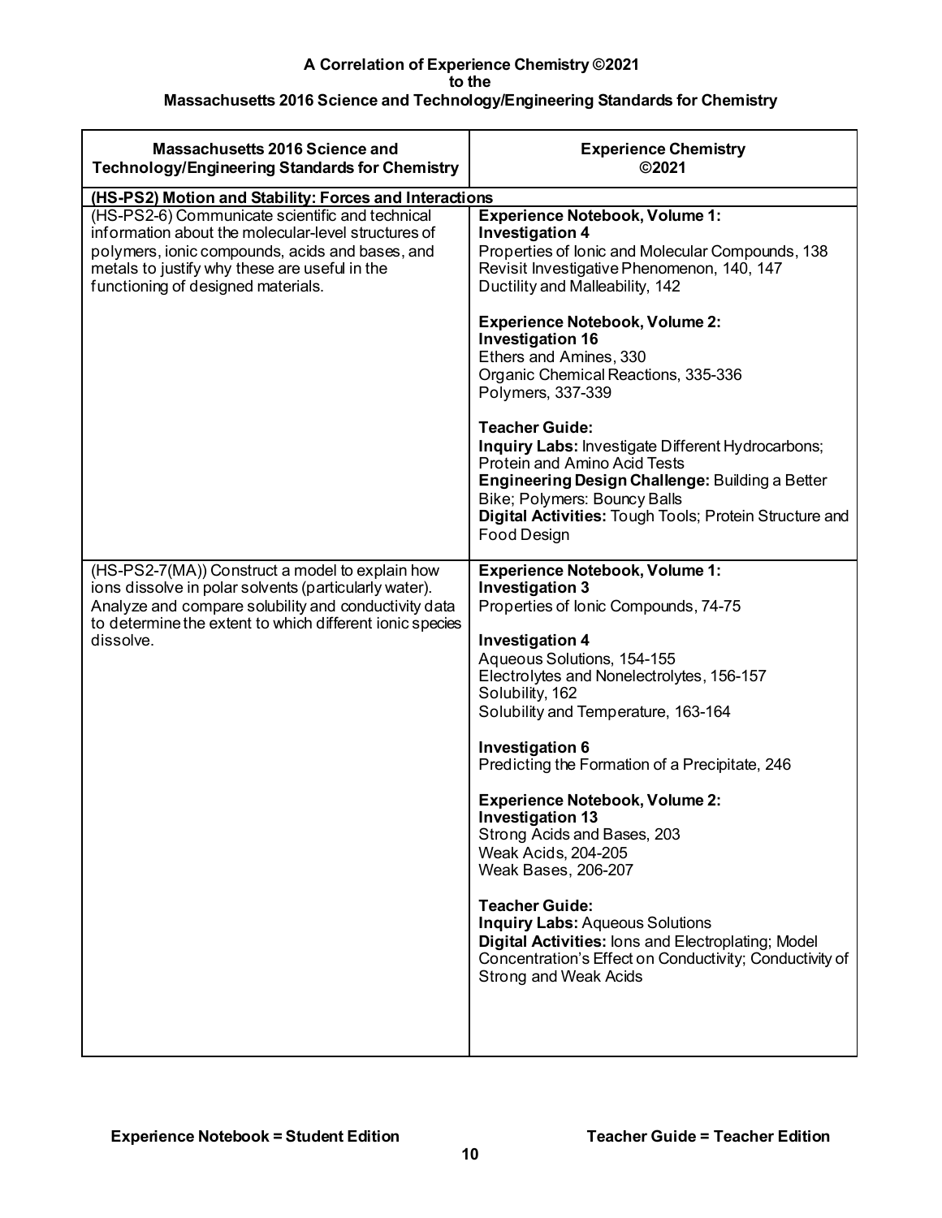**A Correlation of Experience Chemistry ©2021**
**to the**
**Massachusetts 2016 Science and Technology/Engineering Standards for Chemistry**

| Massachusetts 2016 Science and Technology/Engineering Standards for Chemistry | Experience Chemistry ©2021 |
|---|---|
| **(HS-PS2) Motion and Stability: Forces and Interactions** | |
| (HS-PS2-6) Communicate scientific and technical information about the molecular-level structures of polymers, ionic compounds, acids and bases, and metals to justify why these are useful in the functioning of designed materials. | **Experience Notebook, Volume 1:**<br>**Investigation 4**<br>Properties of Ionic and Molecular Compounds, 138<br>Revisit Investigative Phenomenon, 140, 147<br>Ductility and Malleability, 142<br><br>**Experience Notebook, Volume 2:**<br>**Investigation 16**<br>Ethers and Amines, 330<br>Organic Chemical Reactions, 335-336<br>Polymers, 337-339<br><br>**Teacher Guide:**<br>**Inquiry Labs:** Investigate Different Hydrocarbons; Protein and Amino Acid Tests<br>**Engineering Design Challenge:** Building a Better Bike; Polymers: Bouncy Balls<br>**Digital Activities:** Tough Tools; Protein Structure and Food Design |
| (HS-PS2-7(MA)) Construct a model to explain how ions dissolve in polar solvents (particularly water). Analyze and compare solubility and conductivity data to determine the extent to which different ionic species dissolve. | **Experience Notebook, Volume 1:**<br>**Investigation 3**<br>Properties of Ionic Compounds, 74-75<br><br>**Investigation 4**<br>Aqueous Solutions, 154-155<br>Electrolytes and Nonelectrolytes, 156-157<br>Solubility, 162<br>Solubility and Temperature, 163-164<br><br>**Investigation 6**<br>Predicting the Formation of a Precipitate, 246<br><br>**Experience Notebook, Volume 2:**<br>**Investigation 13**<br>Strong Acids and Bases, 203<br>Weak Acids, 204-205<br>Weak Bases, 206-207<br><br>**Teacher Guide:**<br>**Inquiry Labs:** Aqueous Solutions<br>**Digital Activities:** Ions and Electroplating; Model Concentration's Effect on Conductivity; Conductivity of Strong and Weak Acids |

**Experience Notebook = Student Edition** **Teacher Guide = Teacher Edition**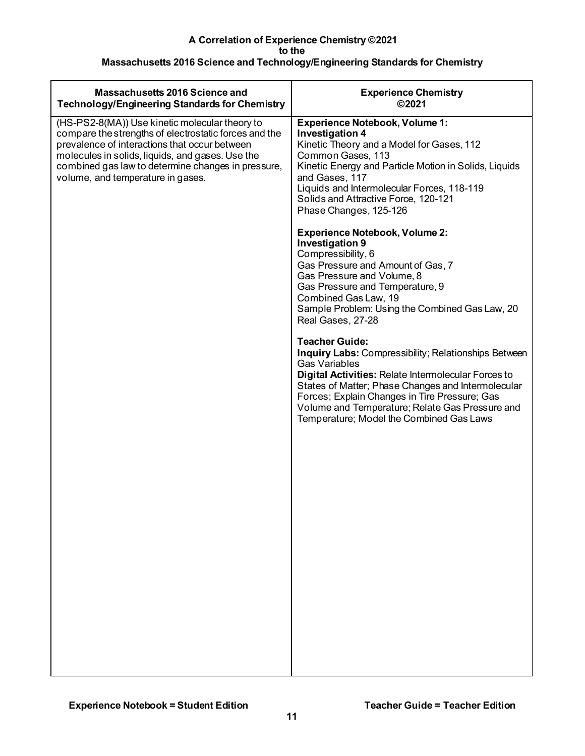**A Correlation of Experience Chemistry ©2021**
**to the**
**Massachusetts 2016 Science and Technology/Engineering Standards for Chemistry**

| Massachusetts 2016 Science and Technology/Engineering Standards for Chemistry | Experience Chemistry ©2021 |
|---|---|
| (HS-PS2-8(MA)) Use kinetic molecular theory to compare the strengths of electrostatic forces and the prevalence of interactions that occur between molecules in solids, liquids, and gases. Use the combined gas law to determine changes in pressure, volume, and temperature in gases. | **Experience Notebook, Volume 1:**<br>**Investigation 4**<br>Kinetic Theory and a Model for Gases, 112<br>Common Gases, 113<br>Kinetic Energy and Particle Motion in Solids, Liquids and Gases, 117<br>Liquids and Intermolecular Forces, 118-119<br>Solids and Attractive Force, 120-121<br>Phase Changes, 125-126<br><br>**Experience Notebook, Volume 2:**<br>**Investigation 9**<br>Compressibility, 6<br>Gas Pressure and Amount of Gas, 7<br>Gas Pressure and Volume, 8<br>Gas Pressure and Temperature, 9<br>Combined Gas Law, 19<br>Sample Problem: Using the Combined Gas Law, 20<br>Real Gases, 27-28<br><br>**Teacher Guide:**<br>**Inquiry Labs:** Compressibility; Relationships Between Gas Variables<br>**Digital Activities:** Relate Intermolecular Forces to States of Matter; Phase Changes and Intermolecular Forces; Explain Changes in Tire Pressure; Gas Volume and Temperature; Relate Gas Pressure and Temperature; Model the Combined Gas Laws |

**Experience Notebook = Student Edition** **Teacher Guide = Teacher Edition**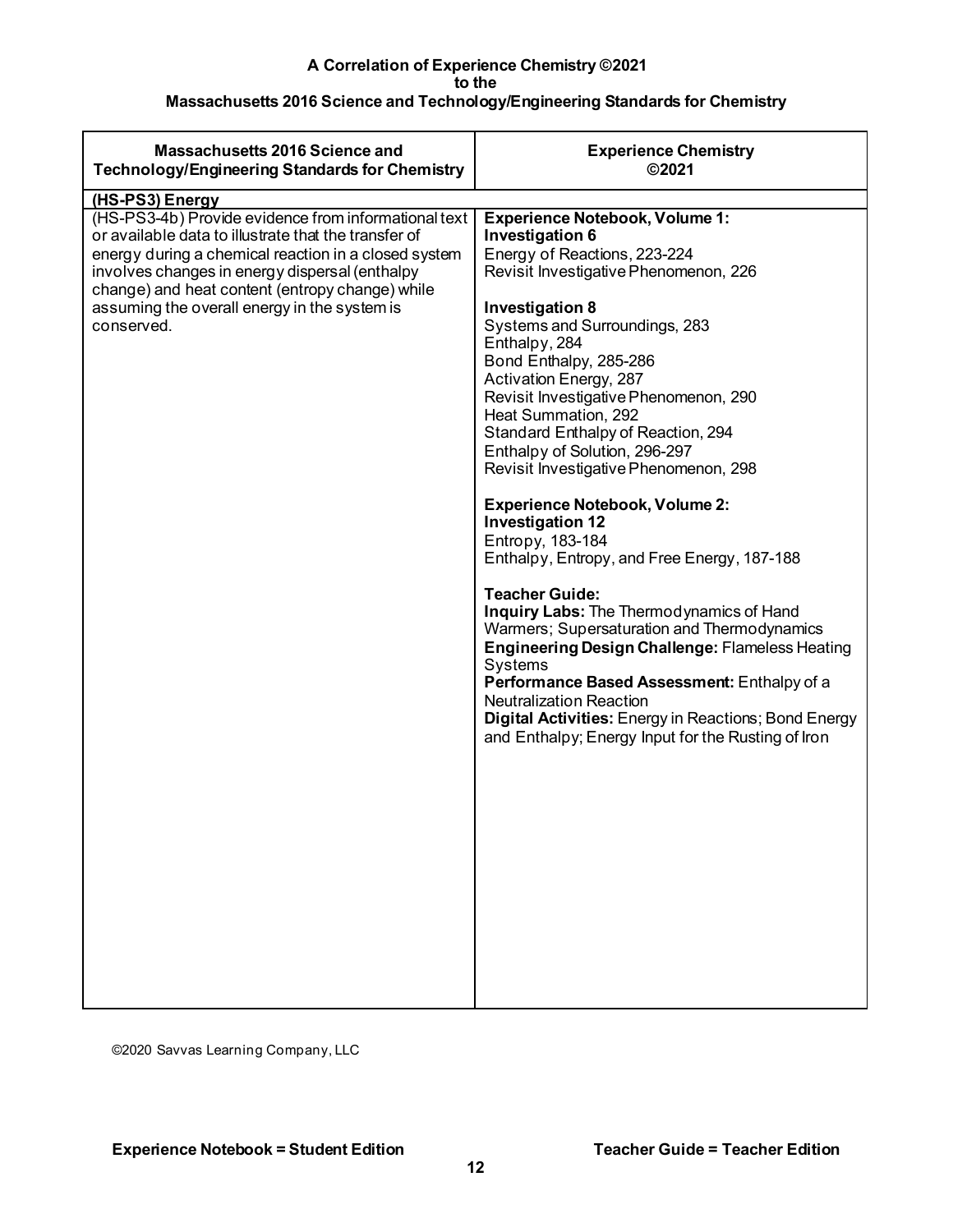**A Correlation of Experience Chemistry ©2021**
**to the**
**Massachusetts 2016 Science and Technology/Engineering Standards for Chemistry**

| Massachusetts 2016 Science and Technology/Engineering Standards for Chemistry | Experience Chemistry ©2021 |
|---|---|
| **(HS-PS3) Energy** | |
| (HS-PS3-4b) Provide evidence from informational text or available data to illustrate that the transfer of energy during a chemical reaction in a closed system involves changes in energy dispersal (enthalpy change) and heat content (entropy change) while assuming the overall energy in the system is conserved. | **Experience Notebook, Volume 1:**<br>**Investigation 6**<br>Energy of Reactions, 223-224<br>Revisit Investigative Phenomenon, 226<br><br>**Investigation 8**<br>Systems and Surroundings, 283<br>Enthalpy, 284<br>Bond Enthalpy, 285-286<br>Activation Energy, 287<br>Revisit Investigative Phenomenon, 290<br>Heat Summation, 292<br>Standard Enthalpy of Reaction, 294<br>Enthalpy of Solution, 296-297<br>Revisit Investigative Phenomenon, 298<br><br>**Experience Notebook, Volume 2:**<br>**Investigation 12**<br>Entropy, 183-184<br>Enthalpy, Entropy, and Free Energy, 187-188<br><br>**Teacher Guide:**<br>**Inquiry Labs:** The Thermodynamics of Hand Warmers; Supersaturation and Thermodynamics<br>**Engineering Design Challenge:** Flameless Heating Systems<br>**Performance Based Assessment:** Enthalpy of a Neutralization Reaction<br>**Digital Activities:** Energy in Reactions; Bond Energy and Enthalpy; Energy Input for the Rusting of Iron |

©2020 Savvas Learning Company, LLC

**Experience Notebook = Student Edition** **Teacher Guide = Teacher Edition**